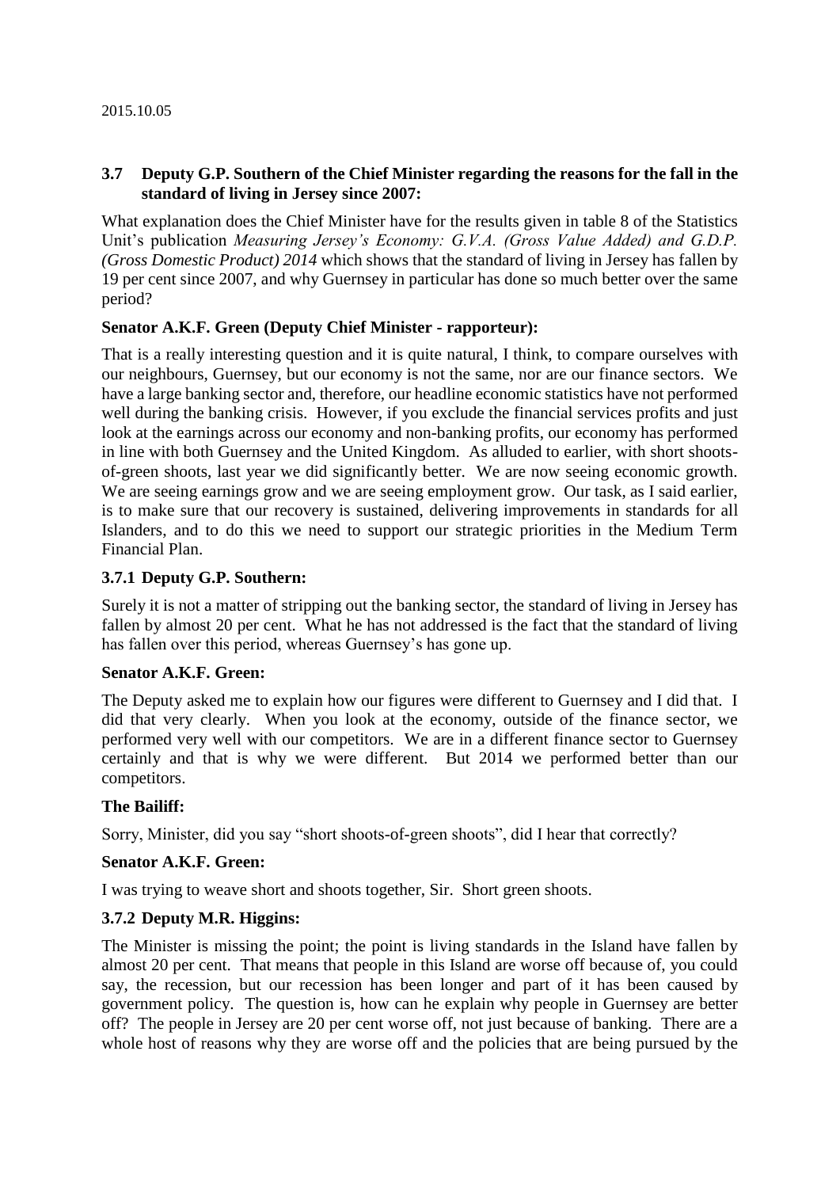2015.10.05

### 3.7 Deputy G.P. Southern of the Chief Minister regarding the reasons for the fall in the standard of living in Jersey since 2007:

What explanation does the Chief Minister have for the results given in table 8 of the Statistics Unit's publication *Measuring Jersey's Economy: G.V.A. (Gross Value Added) and G.D.P. (Gross Domestic Product) 2014* which shows that the standard of living in Jersey has fallen by 19 per cent since 2007, and why Guernsey in particular has done so much better over the same period?

**Senator A.K.F. Green (Deputy Chief Minister - rapporteur):**

That is a really interesting question and it is quite natural, I think, to compare ourselves with our neighbours, Guernsey, but our economy is not the same, nor are our finance sectors. We have a large banking sector and, therefore, our headline economic statistics have not performed well during the banking crisis. However, if you exclude the financial services profits and just look at the earnings across our economy and non-banking profits, our economy has performed in line with both Guernsey and the United Kingdom. As alluded to earlier, with short shoots-of-green shoots, last year we did significantly better. We are now seeing economic growth. We are seeing earnings grow and we are seeing employment grow. Our task, as I said earlier, is to make sure that our recovery is sustained, delivering improvements in standards for all Islanders, and to do this we need to support our strategic priorities in the Medium Term Financial Plan.

#### 3.7.1 Deputy G.P. Southern:

Surely it is not a matter of stripping out the banking sector, the standard of living in Jersey has fallen by almost 20 per cent. What he has not addressed is the fact that the standard of living has fallen over this period, whereas Guernsey's has gone up.

**Senator A.K.F. Green:**

The Deputy asked me to explain how our figures were different to Guernsey and I did that. I did that very clearly. When you look at the economy, outside of the finance sector, we performed very well with our competitors. We are in a different finance sector to Guernsey certainly and that is why we were different. But 2014 we performed better than our competitors.

**The Bailiff:**

Sorry, Minister, did you say "short shoots-of-green shoots", did I hear that correctly?

**Senator A.K.F. Green:**

I was trying to weave short and shoots together, Sir. Short green shoots.

#### 3.7.2 Deputy M.R. Higgins:

The Minister is missing the point; the point is living standards in the Island have fallen by almost 20 per cent. That means that people in this Island are worse off because of, you could say, the recession, but our recession has been longer and part of it has been caused by government policy. The question is, how can he explain why people in Guernsey are better off? The people in Jersey are 20 per cent worse off, not just because of banking. There are a whole host of reasons why they are worse off and the policies that are being pursued by the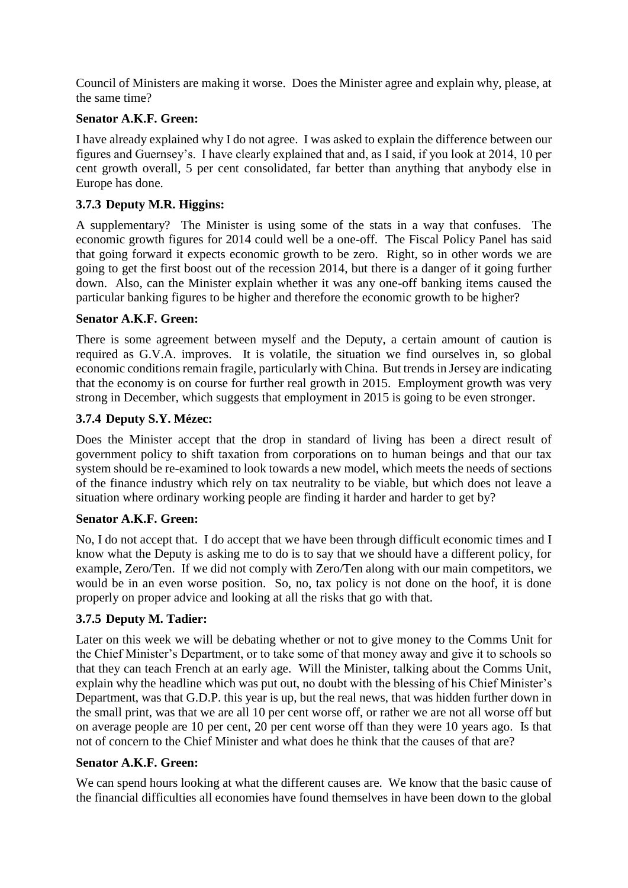Council of Ministers are making it worse. Does the Minister agree and explain why, please, at the same time?

**Senator A.K.F. Green:**

I have already explained why I do not agree. I was asked to explain the difference between our figures and Guernsey's. I have clearly explained that and, as I said, if you look at 2014, 10 per cent growth overall, 5 per cent consolidated, far better than anything that anybody else in Europe has done.

### 3.7.3 Deputy M.R. Higgins:

A supplementary? The Minister is using some of the stats in a way that confuses. The economic growth figures for 2014 could well be a one-off. The Fiscal Policy Panel has said that going forward it expects economic growth to be zero. Right, so in other words we are going to get the first boost out of the recession 2014, but there is a danger of it going further down. Also, can the Minister explain whether it was any one-off banking items caused the particular banking figures to be higher and therefore the economic growth to be higher?

**Senator A.K.F. Green:**

There is some agreement between myself and the Deputy, a certain amount of caution is required as G.V.A. improves. It is volatile, the situation we find ourselves in, so global economic conditions remain fragile, particularly with China. But trends in Jersey are indicating that the economy is on course for further real growth in 2015. Employment growth was very strong in December, which suggests that employment in 2015 is going to be even stronger.

### 3.7.4 Deputy S.Y. Mézec:

Does the Minister accept that the drop in standard of living has been a direct result of government policy to shift taxation from corporations on to human beings and that our tax system should be re-examined to look towards a new model, which meets the needs of sections of the finance industry which rely on tax neutrality to be viable, but which does not leave a situation where ordinary working people are finding it harder and harder to get by?

**Senator A.K.F. Green:**

No, I do not accept that. I do accept that we have been through difficult economic times and I know what the Deputy is asking me to do is to say that we should have a different policy, for example, Zero/Ten. If we did not comply with Zero/Ten along with our main competitors, we would be in an even worse position. So, no, tax policy is not done on the hoof, it is done properly on proper advice and looking at all the risks that go with that.

### 3.7.5 Deputy M. Tadier:

Later on this week we will be debating whether or not to give money to the Comms Unit for the Chief Minister's Department, or to take some of that money away and give it to schools so that they can teach French at an early age. Will the Minister, talking about the Comms Unit, explain why the headline which was put out, no doubt with the blessing of his Chief Minister's Department, was that G.D.P. this year is up, but the real news, that was hidden further down in the small print, was that we are all 10 per cent worse off, or rather we are not all worse off but on average people are 10 per cent, 20 per cent worse off than they were 10 years ago. Is that not of concern to the Chief Minister and what does he think that the causes of that are?

**Senator A.K.F. Green:**

We can spend hours looking at what the different causes are. We know that the basic cause of the financial difficulties all economies have found themselves in have been down to the global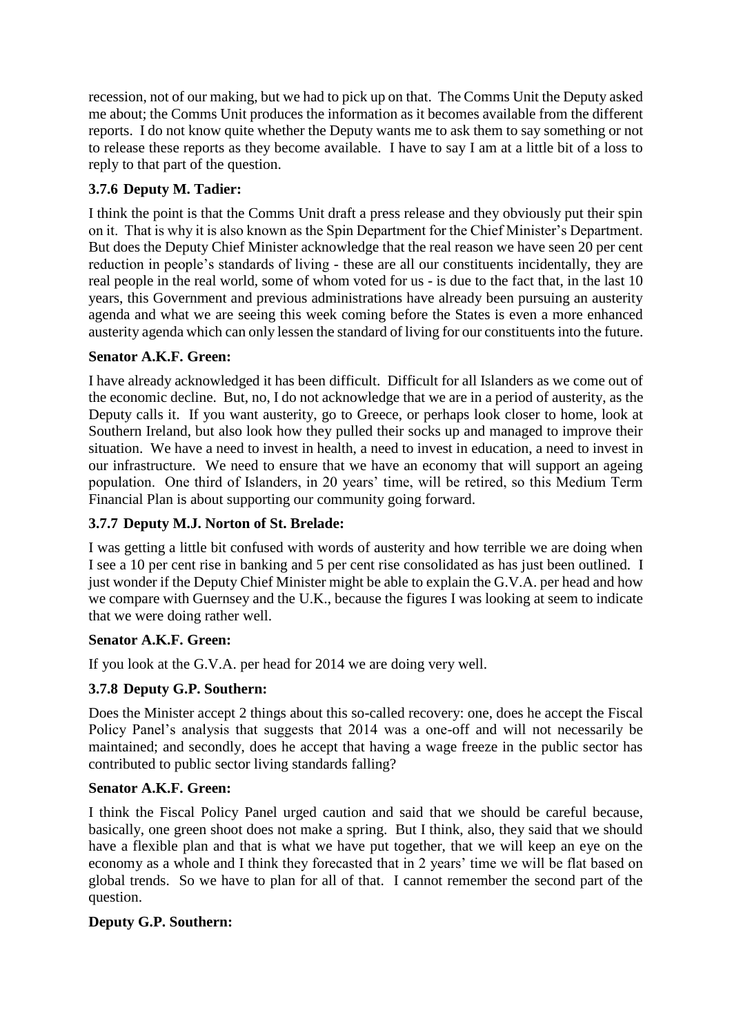recession, not of our making, but we had to pick up on that. The Comms Unit the Deputy asked me about; the Comms Unit produces the information as it becomes available from the different reports. I do not know quite whether the Deputy wants me to ask them to say something or not to release these reports as they become available. I have to say I am at a little bit of a loss to reply to that part of the question.

### 3.7.6 Deputy M. Tadier:

I think the point is that the Comms Unit draft a press release and they obviously put their spin on it. That is why it is also known as the Spin Department for the Chief Minister's Department. But does the Deputy Chief Minister acknowledge that the real reason we have seen 20 per cent reduction in people's standards of living - these are all our constituents incidentally, they are real people in the real world, some of whom voted for us - is due to the fact that, in the last 10 years, this Government and previous administrations have already been pursuing an austerity agenda and what we are seeing this week coming before the States is even a more enhanced austerity agenda which can only lessen the standard of living for our constituents into the future.

**Senator A.K.F. Green:**

I have already acknowledged it has been difficult. Difficult for all Islanders as we come out of the economic decline. But, no, I do not acknowledge that we are in a period of austerity, as the Deputy calls it. If you want austerity, go to Greece, or perhaps look closer to home, look at Southern Ireland, but also look how they pulled their socks up and managed to improve their situation. We have a need to invest in health, a need to invest in education, a need to invest in our infrastructure. We need to ensure that we have an economy that will support an ageing population. One third of Islanders, in 20 years' time, will be retired, so this Medium Term Financial Plan is about supporting our community going forward.

### 3.7.7 Deputy M.J. Norton of St. Brelade:

I was getting a little bit confused with words of austerity and how terrible we are doing when I see a 10 per cent rise in banking and 5 per cent rise consolidated as has just been outlined. I just wonder if the Deputy Chief Minister might be able to explain the G.V.A. per head and how we compare with Guernsey and the U.K., because the figures I was looking at seem to indicate that we were doing rather well.

**Senator A.K.F. Green:**

If you look at the G.V.A. per head for 2014 we are doing very well.

### 3.7.8 Deputy G.P. Southern:

Does the Minister accept 2 things about this so-called recovery: one, does he accept the Fiscal Policy Panel's analysis that suggests that 2014 was a one-off and will not necessarily be maintained; and secondly, does he accept that having a wage freeze in the public sector has contributed to public sector living standards falling?

**Senator A.K.F. Green:**

I think the Fiscal Policy Panel urged caution and said that we should be careful because, basically, one green shoot does not make a spring. But I think, also, they said that we should have a flexible plan and that is what we have put together, that we will keep an eye on the economy as a whole and I think they forecasted that in 2 years' time we will be flat based on global trends. So we have to plan for all of that. I cannot remember the second part of the question.

**Deputy G.P. Southern:**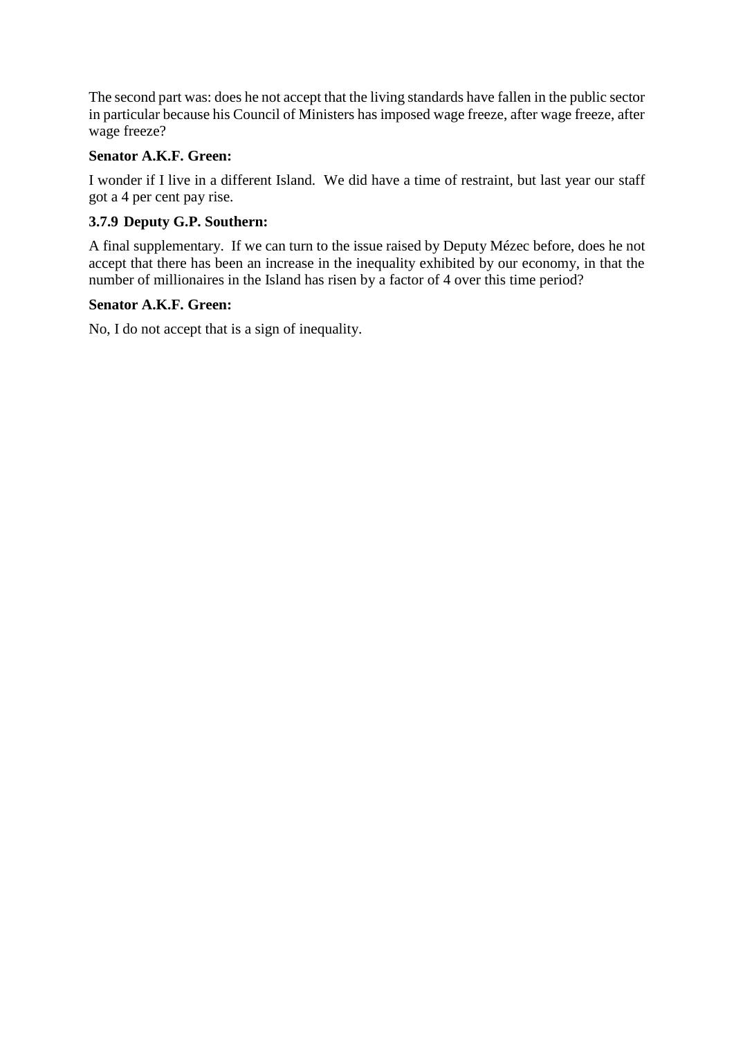The second part was: does he not accept that the living standards have fallen in the public sector in particular because his Council of Ministers has imposed wage freeze, after wage freeze, after wage freeze?

**Senator A.K.F. Green:**

I wonder if I live in a different Island. We did have a time of restraint, but last year our staff got a 4 per cent pay rise.

**3.7.9 Deputy G.P. Southern:**

A final supplementary. If we can turn to the issue raised by Deputy Mézec before, does he not accept that there has been an increase in the inequality exhibited by our economy, in that the number of millionaires in the Island has risen by a factor of 4 over this time period?

**Senator A.K.F. Green:**

No, I do not accept that is a sign of inequality.